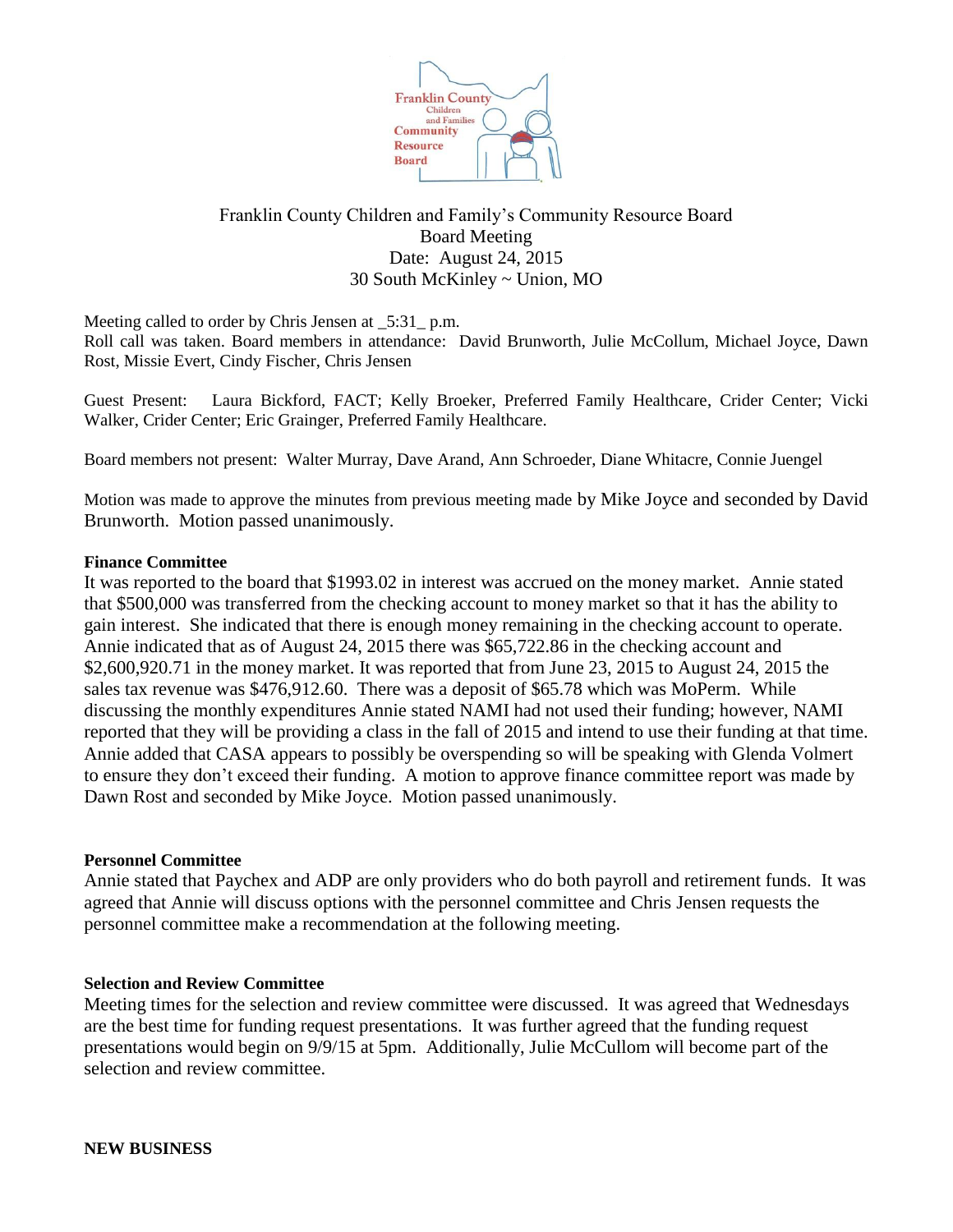Franklin County Children and Family's Community Resource Board
Board Meeting
Date: August 24, 2015
30 South McKinley ~ Union, MO

Meeting called to order by Chris Jensen at _5:31_ p.m.
Roll call was taken. Board members in attendance: David Brunworth, Julie McCollum, Michael Joyce, Dawn Rost, Missie Evert, Cindy Fischer, Chris Jensen

Guest Present: Laura Bickford, FACT; Kelly Broeker, Preferred Family Healthcare, Crider Center; Vicki Walker, Crider Center; Eric Grainger, Preferred Family Healthcare.

Board members not present: Walter Murray, Dave Arand, Ann Schroeder, Diane Whitacre, Connie Juengel

Motion was made to approve the minutes from previous meeting made by Mike Joyce and seconded by David Brunworth. Motion passed unanimously.

**Finance Committee**

It was reported to the board that $1993.02 in interest was accrued on the money market. Annie stated that $500,000 was transferred from the checking account to money market so that it has the ability to gain interest. She indicated that there is enough money remaining in the checking account to operate. Annie indicated that as of August 24, 2015 there was $65,722.86 in the checking account and $2,600,920.71 in the money market. It was reported that from June 23, 2015 to August 24, 2015 the sales tax revenue was $476,912.60. There was a deposit of $65.78 which was MoPerm. While discussing the monthly expenditures Annie stated NAMI had not used their funding; however, NAMI reported that they will be providing a class in the fall of 2015 and intend to use their funding at that time. Annie added that CASA appears to possibly be overspending so will be speaking with Glenda Volmert to ensure they don't exceed their funding. A motion to approve finance committee report was made by Dawn Rost and seconded by Mike Joyce. Motion passed unanimously.

**Personnel Committee**

Annie stated that Paychex and ADP are only providers who do both payroll and retirement funds. It was agreed that Annie will discuss options with the personnel committee and Chris Jensen requests the personnel committee make a recommendation at the following meeting.

**Selection and Review Committee**

Meeting times for the selection and review committee were discussed. It was agreed that Wednesdays are the best time for funding request presentations. It was further agreed that the funding request presentations would begin on 9/9/15 at 5pm. Additionally, Julie McCullom will become part of the selection and review committee.

**NEW BUSINESS**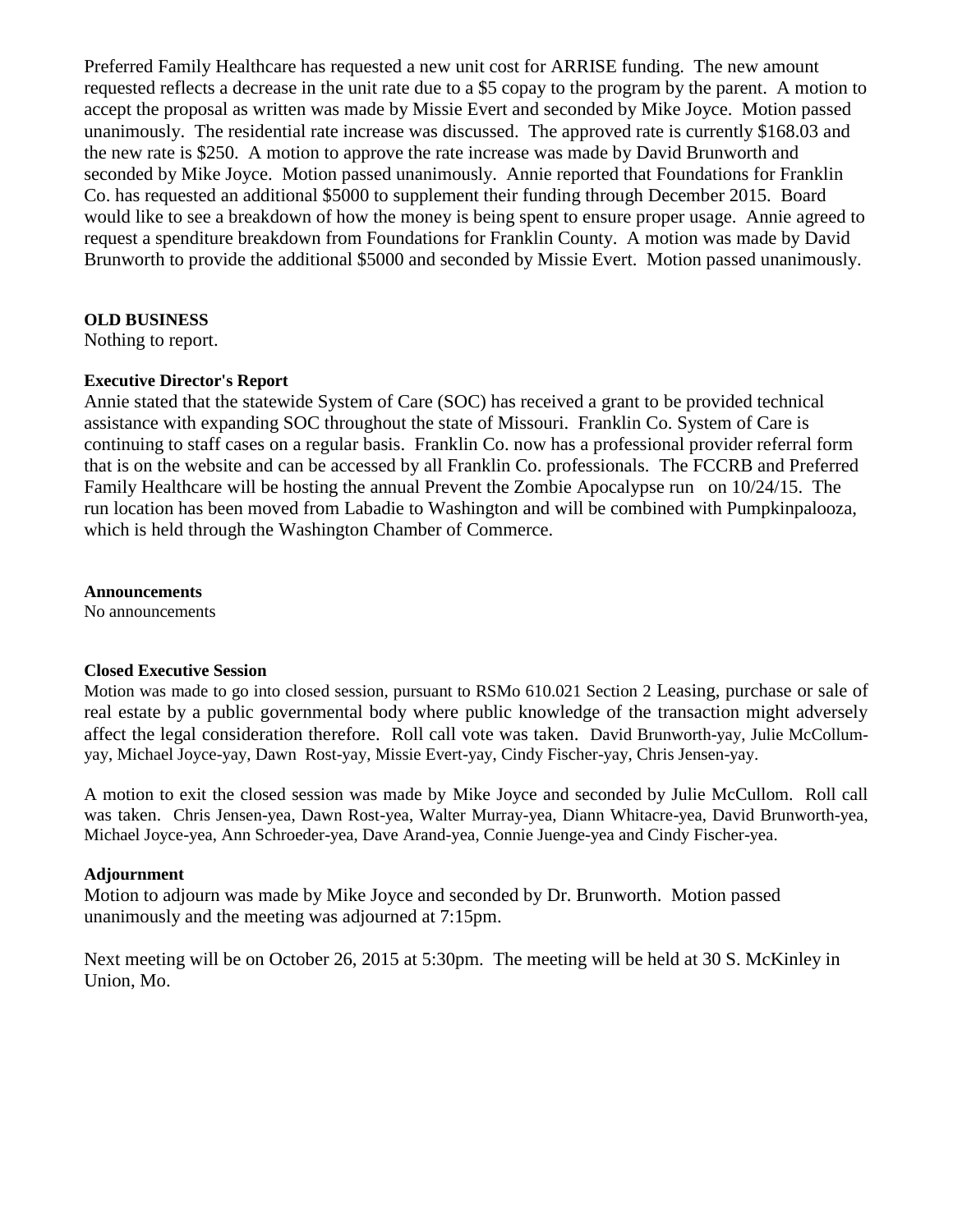Preferred Family Healthcare has requested a new unit cost for ARRISE funding. The new amount requested reflects a decrease in the unit rate due to a $5 copay to the program by the parent. A motion to accept the proposal as written was made by Missie Evert and seconded by Mike Joyce. Motion passed unanimously. The residential rate increase was discussed. The approved rate is currently $168.03 and the new rate is $250. A motion to approve the rate increase was made by David Brunworth and seconded by Mike Joyce. Motion passed unanimously. Annie reported that Foundations for Franklin Co. has requested an additional $5000 to supplement their funding through December 2015. Board would like to see a breakdown of how the money is being spent to ensure proper usage. Annie agreed to request a spenditure breakdown from Foundations for Franklin County. A motion was made by David Brunworth to provide the additional $5000 and seconded by Missie Evert. Motion passed unanimously.

**OLD BUSINESS**

Nothing to report.

**Executive Director's Report**

Annie stated that the statewide System of Care (SOC) has received a grant to be provided technical assistance with expanding SOC throughout the state of Missouri. Franklin Co. System of Care is continuing to staff cases on a regular basis. Franklin Co. now has a professional provider referral form that is on the website and can be accessed by all Franklin Co. professionals. The FCCRB and Preferred Family Healthcare will be hosting the annual Prevent the Zombie Apocalypse run on 10/24/15. The run location has been moved from Labadie to Washington and will be combined with Pumpkinpalooza, which is held through the Washington Chamber of Commerce.

**Announcements**

No announcements

**Closed Executive Session**

Motion was made to go into closed session, pursuant to RSMo 610.021 Section 2 Leasing, purchase or sale of real estate by a public governmental body where public knowledge of the transaction might adversely affect the legal consideration therefore. Roll call vote was taken. David Brunworth-yay, Julie McCollum-yay, Michael Joyce-yay, Dawn Rost-yay, Missie Evert-yay, Cindy Fischer-yay, Chris Jensen-yay.

A motion to exit the closed session was made by Mike Joyce and seconded by Julie McCullom. Roll call was taken. Chris Jensen-yea, Dawn Rost-yea, Walter Murray-yea, Diann Whitacre-yea, David Brunworth-yea, Michael Joyce-yea, Ann Schroeder-yea, Dave Arand-yea, Connie Juenge-yea and Cindy Fischer-yea.

**Adjournment**

Motion to adjourn was made by Mike Joyce and seconded by Dr. Brunworth. Motion passed unanimously and the meeting was adjourned at 7:15pm.

Next meeting will be on October 26, 2015 at 5:30pm. The meeting will be held at 30 S. McKinley in Union, Mo.